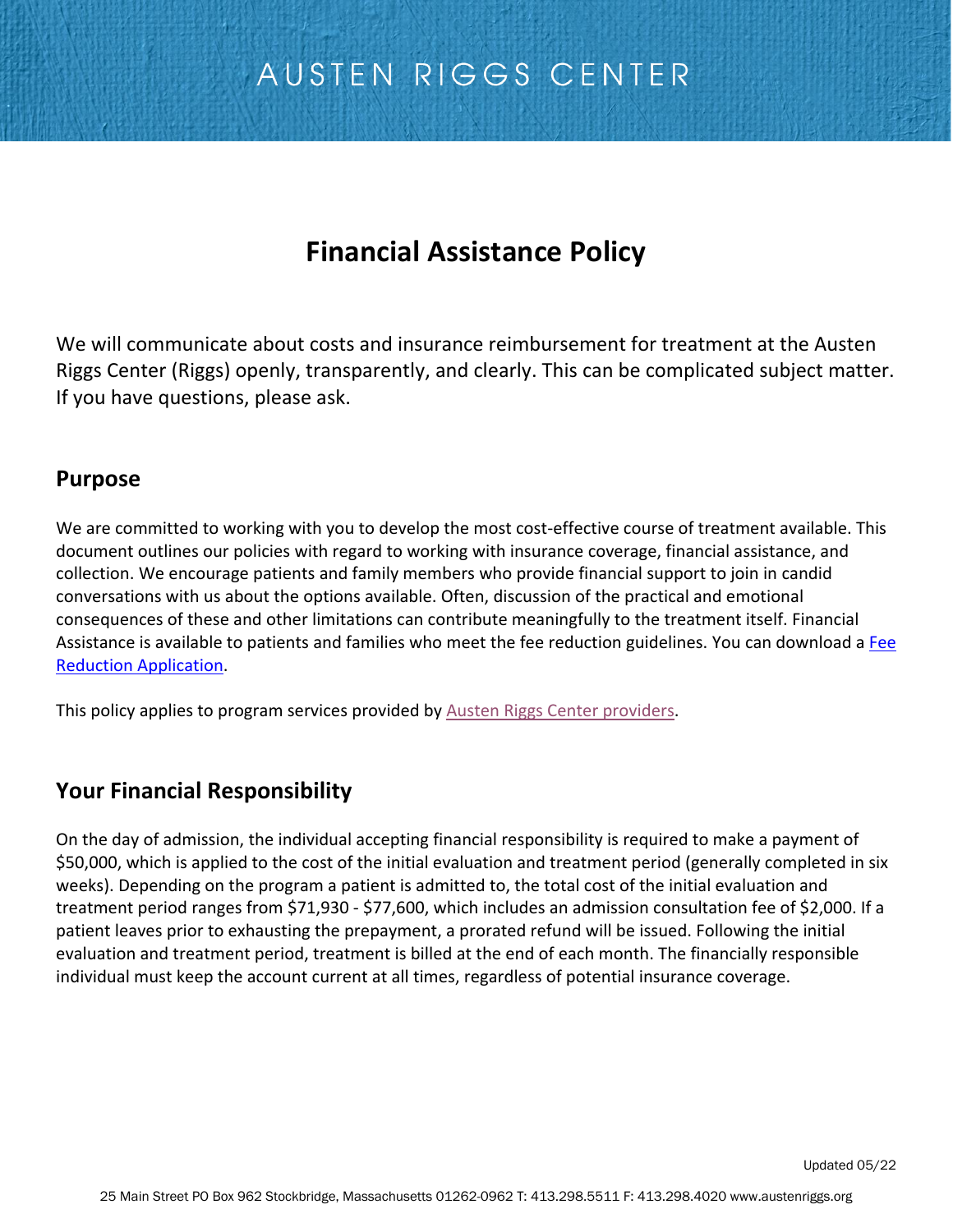AUSTEN RIGGS CENTER

# Financial Assistance Policy

We will communicate about costs and insurance reimbursement for treatment at the Austen Riggs Center (Riggs) openly, transparently, and clearly. This can be complicated subject matter. If you have questions, please ask.

## Purpose

We are committed to working with you to develop the most cost-effective course of treatment available. This document outlines our policies with regard to working with insurance coverage, financial assistance, and collection. We encourage patients and family members who provide financial support to join in candid conversations with us about the options available. Often, discussion of the practical and emotional consequences of these and other limitations can contribute meaningfully to the treatment itself. Financial Assistance is available to patients and families who meet the fee reduction guidelines. You can download a [Fee Reduction Application](#).

This policy applies to program services provided by [Austen Riggs Center providers](#).

## Your Financial Responsibility

On the day of admission, the individual accepting financial responsibility is required to make a payment of $50,000, which is applied to the cost of the initial evaluation and treatment period (generally completed in six weeks). Depending on the program a patient is admitted to, the total cost of the initial evaluation and treatment period ranges from $71,930 - $77,600, which includes an admission consultation fee of $2,000. If a patient leaves prior to exhausting the prepayment, a prorated refund will be issued. Following the initial evaluation and treatment period, treatment is billed at the end of each month. The financially responsible individual must keep the account current at all times, regardless of potential insurance coverage.

Updated 05/22

25 Main Street PO Box 962 Stockbridge, Massachusetts 01262-0962 T: 413.298.5511 F: 413.298.4020 www.austenriggs.org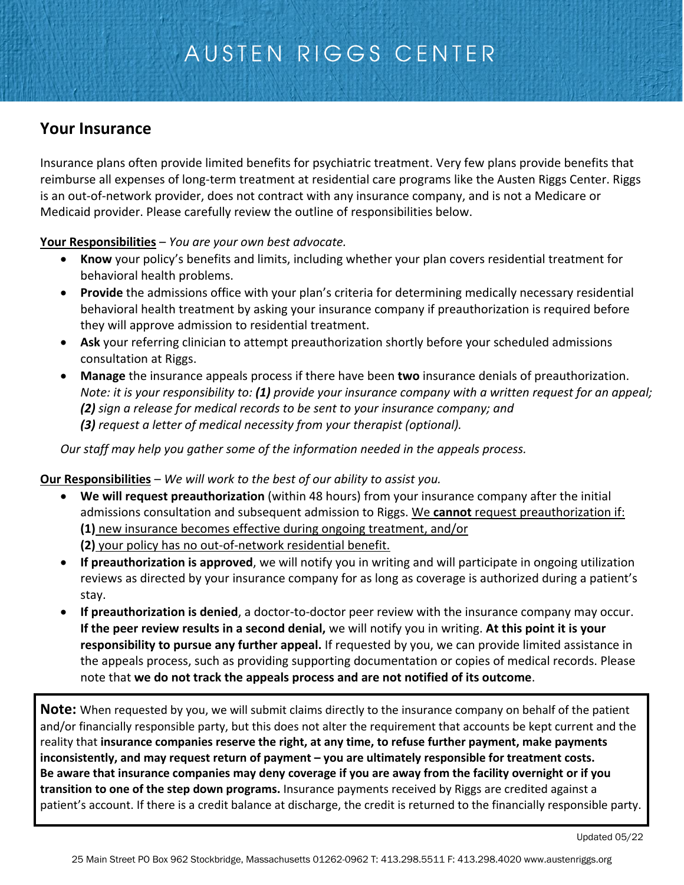# AUSTEN RIGGS CENTER

## Your Insurance

Insurance plans often provide limited benefits for psychiatric treatment. Very few plans provide benefits that reimburse all expenses of long-term treatment at residential care programs like the Austen Riggs Center. Riggs is an out-of-network provider, does not contract with any insurance company, and is not a Medicare or Medicaid provider. Please carefully review the outline of responsibilities below.

<u>**Your Responsibilities**</u> – *You are your own best advocate.*

- **Know** your policy's benefits and limits, including whether your plan covers residential treatment for behavioral health problems.
- **Provide** the admissions office with your plan's criteria for determining medically necessary residential behavioral health treatment by asking your insurance company if preauthorization is required before they will approve admission to residential treatment.
- **Ask** your referring clinician to attempt preauthorization shortly before your scheduled admissions consultation at Riggs.
- **Manage** the insurance appeals process if there have been **two** insurance denials of preauthorization. *Note: it is your responsibility to: **(1)** provide your insurance company with a written request for an appeal; **(2)** sign a release for medical records to be sent to your insurance company; and **(3)** request a letter of medical necessity from your therapist (optional).*

*Our staff may help you gather some of the information needed in the appeals process.*

<u>**Our Responsibilities**</u> – *We will work to the best of our ability to assist you.*

- **We will request preauthorization** (within 48 hours) from your insurance company after the initial admissions consultation and subsequent admission to Riggs. <u>We **cannot** request preauthorization if:</u> <u>**(1)** new insurance becomes effective during ongoing treatment, and/or</u> <u>**(2)** your policy has no out-of-network residential benefit.</u>
- **If preauthorization is approved**, we will notify you in writing and will participate in ongoing utilization reviews as directed by your insurance company for as long as coverage is authorized during a patient's stay.
- **If preauthorization is denied**, a doctor-to-doctor peer review with the insurance company may occur. **If the peer review results in a second denial,** we will notify you in writing. **At this point it is your responsibility to pursue any further appeal.** If requested by you, we can provide limited assistance in the appeals process, such as providing supporting documentation or copies of medical records. Please note that **we do not track the appeals process and are not notified of its outcome**.

**Note:** When requested by you, we will submit claims directly to the insurance company on behalf of the patient and/or financially responsible party, but this does not alter the requirement that accounts be kept current and the reality that **insurance companies reserve the right, at any time, to refuse further payment, make payments inconsistently, and may request return of payment – you are ultimately responsible for treatment costs. Be aware that insurance companies may deny coverage if you are away from the facility overnight or if you transition to one of the step down programs.** Insurance payments received by Riggs are credited against a patient's account. If there is a credit balance at discharge, the credit is returned to the financially responsible party.

Updated 05/22

25 Main Street PO Box 962 Stockbridge, Massachusetts 01262-0962 T: 413.298.5511 F: 413.298.4020 www.austenriggs.org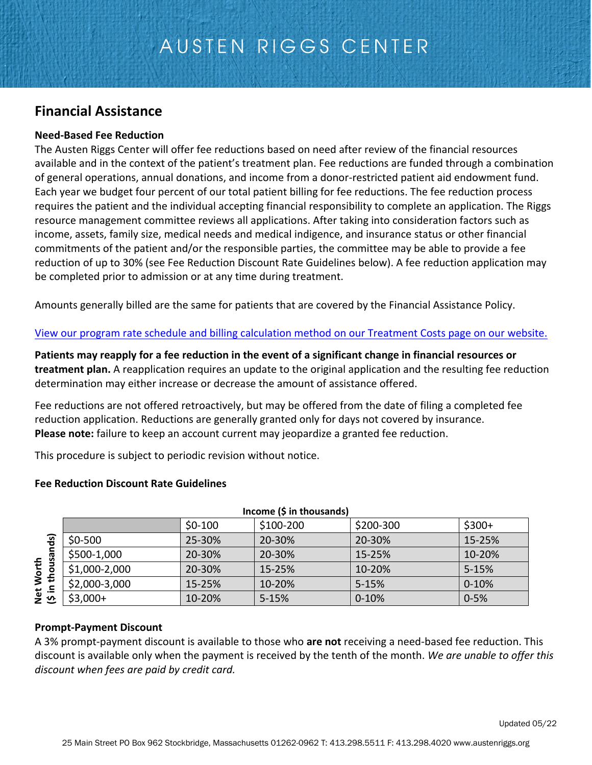# AUSTEN RIGGS CENTER

## Financial Assistance

### Need-Based Fee Reduction

The Austen Riggs Center will offer fee reductions based on need after review of the financial resources available and in the context of the patient's treatment plan. Fee reductions are funded through a combination of general operations, annual donations, and income from a donor-restricted patient aid endowment fund. Each year we budget four percent of our total patient billing for fee reductions. The fee reduction process requires the patient and the individual accepting financial responsibility to complete an application. The Riggs resource management committee reviews all applications. After taking into consideration factors such as income, assets, family size, medical needs and medical indigence, and insurance status or other financial commitments of the patient and/or the responsible parties, the committee may be able to provide a fee reduction of up to 30% (see Fee Reduction Discount Rate Guidelines below). A fee reduction application may be completed prior to admission or at any time during treatment.

Amounts generally billed are the same for patients that are covered by the Financial Assistance Policy.

View our program rate schedule and billing calculation method on our Treatment Costs page on our website.

**Patients may reapply for a fee reduction in the event of a significant change in financial resources or treatment plan.** A reapplication requires an update to the original application and the resulting fee reduction determination may either increase or decrease the amount of assistance offered.

Fee reductions are not offered retroactively, but may be offered from the date of filing a completed fee reduction application. Reductions are generally granted only for days not covered by insurance. **Please note:** failure to keep an account current may jeopardize a granted fee reduction.

This procedure is subject to periodic revision without notice.

### Fee Reduction Discount Rate Guidelines

| Net Worth ($ in thousands) \ Income ($ in thousands) | $0-100 | $100-200 | $200-300 | $300+ |
|---|---|---|---|---|
| $0-500 | 25-30% | 20-30% | 20-30% | 15-25% |
| $500-1,000 | 20-30% | 20-30% | 15-25% | 10-20% |
| $1,000-2,000 | 20-30% | 15-25% | 10-20% | 5-15% |
| $2,000-3,000 | 15-25% | 10-20% | 5-15% | 0-10% |
| $3,000+ | 10-20% | 5-15% | 0-10% | 0-5% |

### Prompt-Payment Discount

A 3% prompt-payment discount is available to those who **are not** receiving a need-based fee reduction. This discount is available only when the payment is received by the tenth of the month. *We are unable to offer this discount when fees are paid by credit card.*

Updated 05/22

25 Main Street PO Box 962 Stockbridge, Massachusetts 01262-0962 T: 413.298.5511 F: 413.298.4020 www.austenriggs.org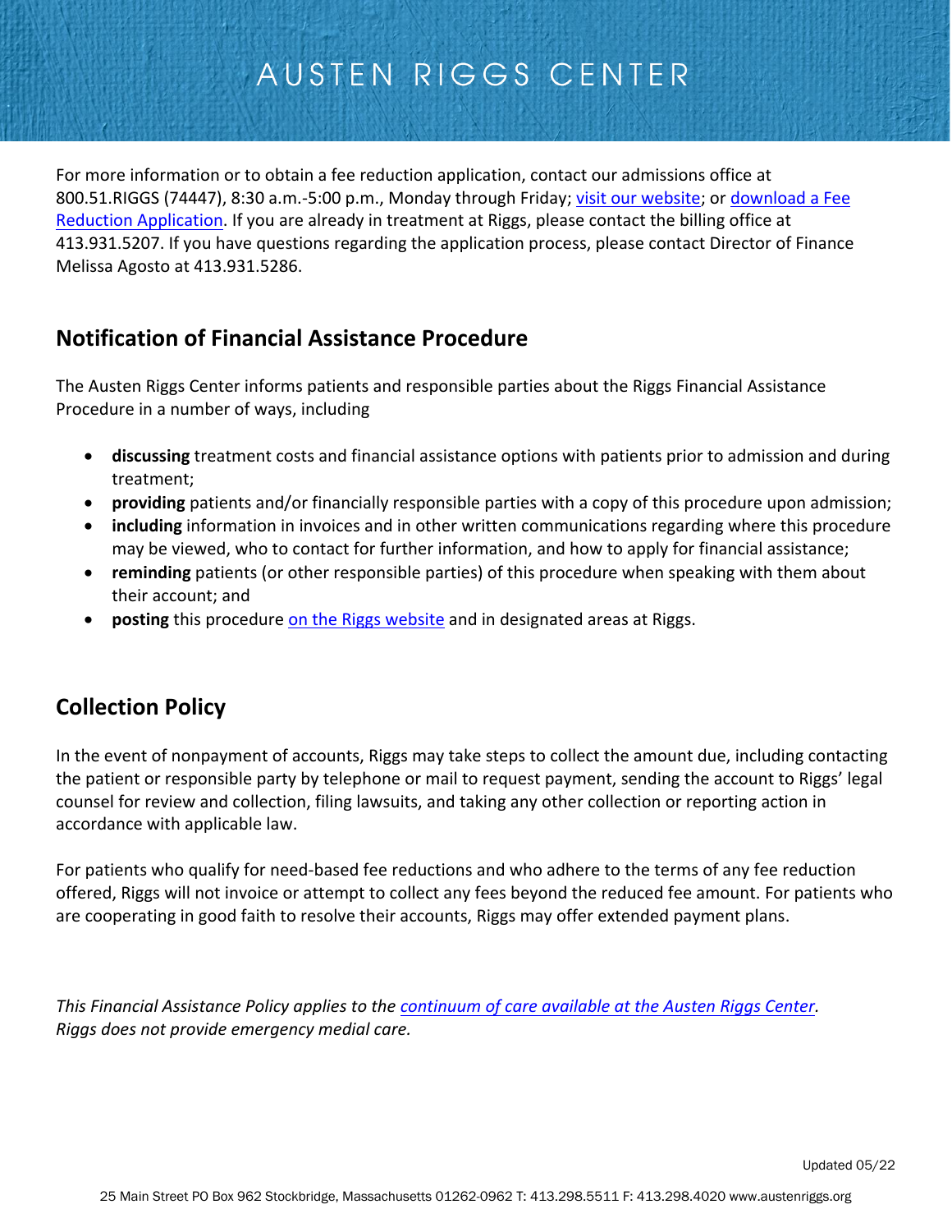For more information or to obtain a fee reduction application, contact our admissions office at 800.51.RIGGS (74447), 8:30 a.m.-5:00 p.m., Monday through Friday; visit our website; or download a Fee Reduction Application. If you are already in treatment at Riggs, please contact the billing office at 413.931.5207. If you have questions regarding the application process, please contact Director of Finance Melissa Agosto at 413.931.5286.

## Notification of Financial Assistance Procedure

The Austen Riggs Center informs patients and responsible parties about the Riggs Financial Assistance Procedure in a number of ways, including

- **discussing** treatment costs and financial assistance options with patients prior to admission and during treatment;
- **providing** patients and/or financially responsible parties with a copy of this procedure upon admission;
- **including** information in invoices and in other written communications regarding where this procedure may be viewed, who to contact for further information, and how to apply for financial assistance;
- **reminding** patients (or other responsible parties) of this procedure when speaking with them about their account; and
- **posting** this procedure on the Riggs website and in designated areas at Riggs.

## Collection Policy

In the event of nonpayment of accounts, Riggs may take steps to collect the amount due, including contacting the patient or responsible party by telephone or mail to request payment, sending the account to Riggs' legal counsel for review and collection, filing lawsuits, and taking any other collection or reporting action in accordance with applicable law.

For patients who qualify for need-based fee reductions and who adhere to the terms of any fee reduction offered, Riggs will not invoice or attempt to collect any fees beyond the reduced fee amount. For patients who are cooperating in good faith to resolve their accounts, Riggs may offer extended payment plans.

*This Financial Assistance Policy applies to the continuum of care available at the Austen Riggs Center. Riggs does not provide emergency medial care.*

Updated 05/22